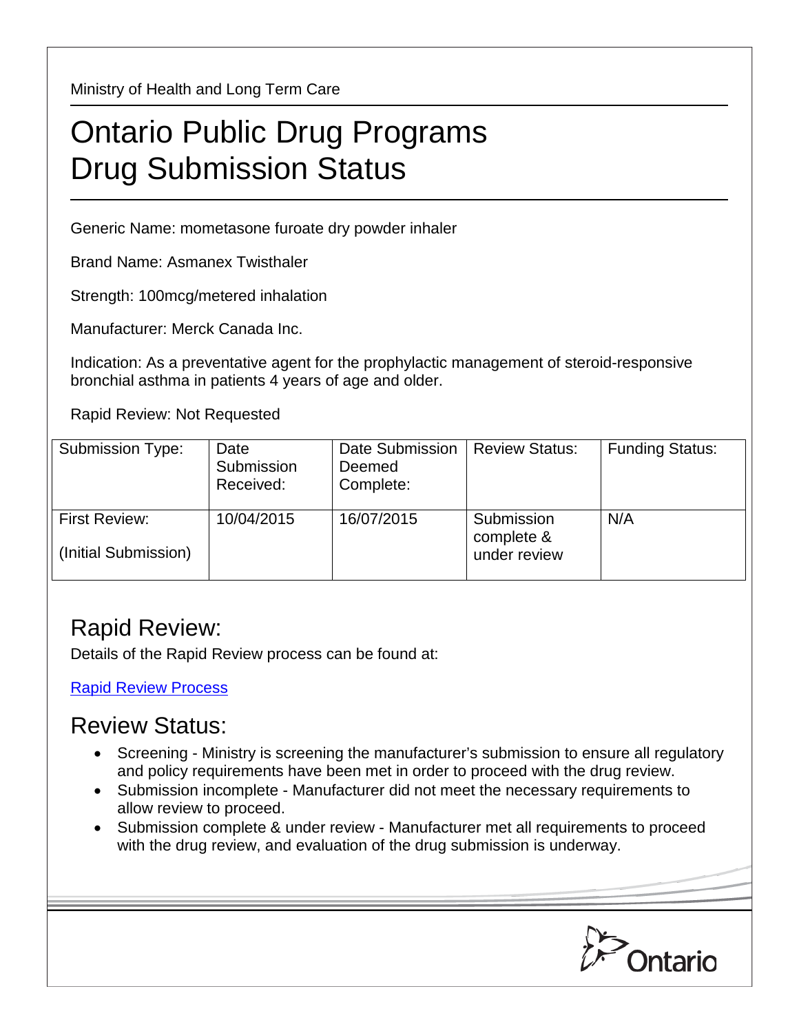Ministry of Health and Long Term Care

# Ontario Public Drug Programs Drug Submission Status

Generic Name: mometasone furoate dry powder inhaler

Brand Name: Asmanex Twisthaler

Strength: 100mcg/metered inhalation

Manufacturer: Merck Canada Inc.

Indication: As a preventative agent for the prophylactic management of steroid-responsive bronchial asthma in patients 4 years of age and older.

Rapid Review: Not Requested

| Submission Type: | Date Submission Received: | Date Submission Deemed Complete: | Review Status: | Funding Status: |
|---|---|---|---|---|
| First Review: (Initial Submission) | 10/04/2015 | 16/07/2015 | Submission complete & under review | N/A |

## Rapid Review:

Details of the Rapid Review process can be found at:

Rapid Review Process

## Review Status:

- Screening - Ministry is screening the manufacturer's submission to ensure all regulatory and policy requirements have been met in order to proceed with the drug review.
- Submission incomplete - Manufacturer did not meet the necessary requirements to allow review to proceed.
- Submission complete & under review - Manufacturer met all requirements to proceed with the drug review, and evaluation of the drug submission is underway.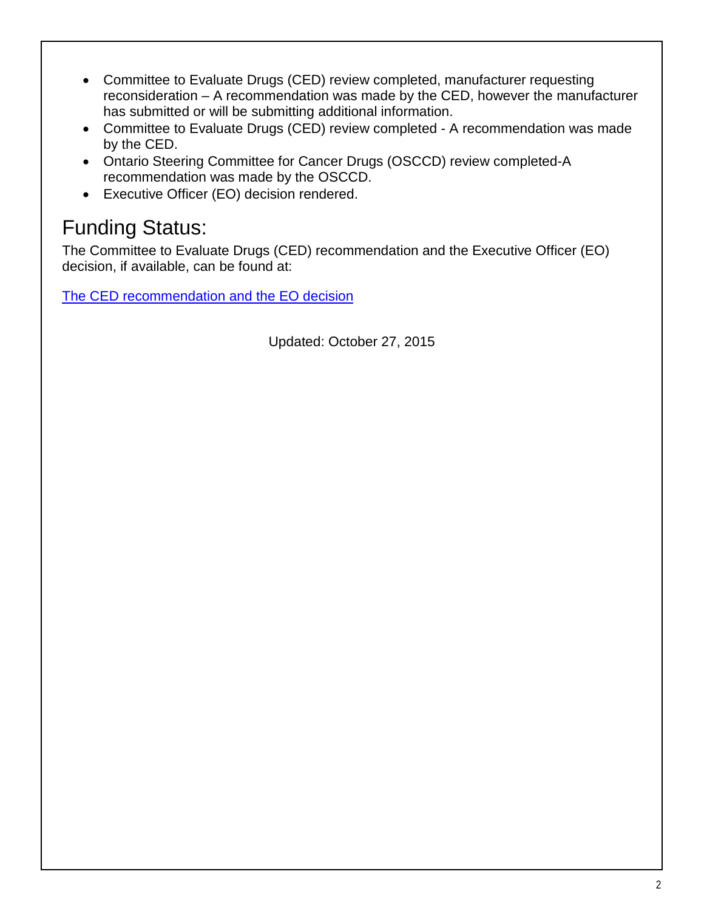- Committee to Evaluate Drugs (CED) review completed, manufacturer requesting reconsideration – A recommendation was made by the CED, however the manufacturer has submitted or will be submitting additional information.
- Committee to Evaluate Drugs (CED) review completed - A recommendation was made by the CED.
- Ontario Steering Committee for Cancer Drugs (OSCCD) review completed-A recommendation was made by the OSCCD.
- Executive Officer (EO) decision rendered.

# Funding Status:

The Committee to Evaluate Drugs (CED) recommendation and the Executive Officer (EO) decision, if available, can be found at:

The CED recommendation and the EO decision

Updated: October 27, 2015